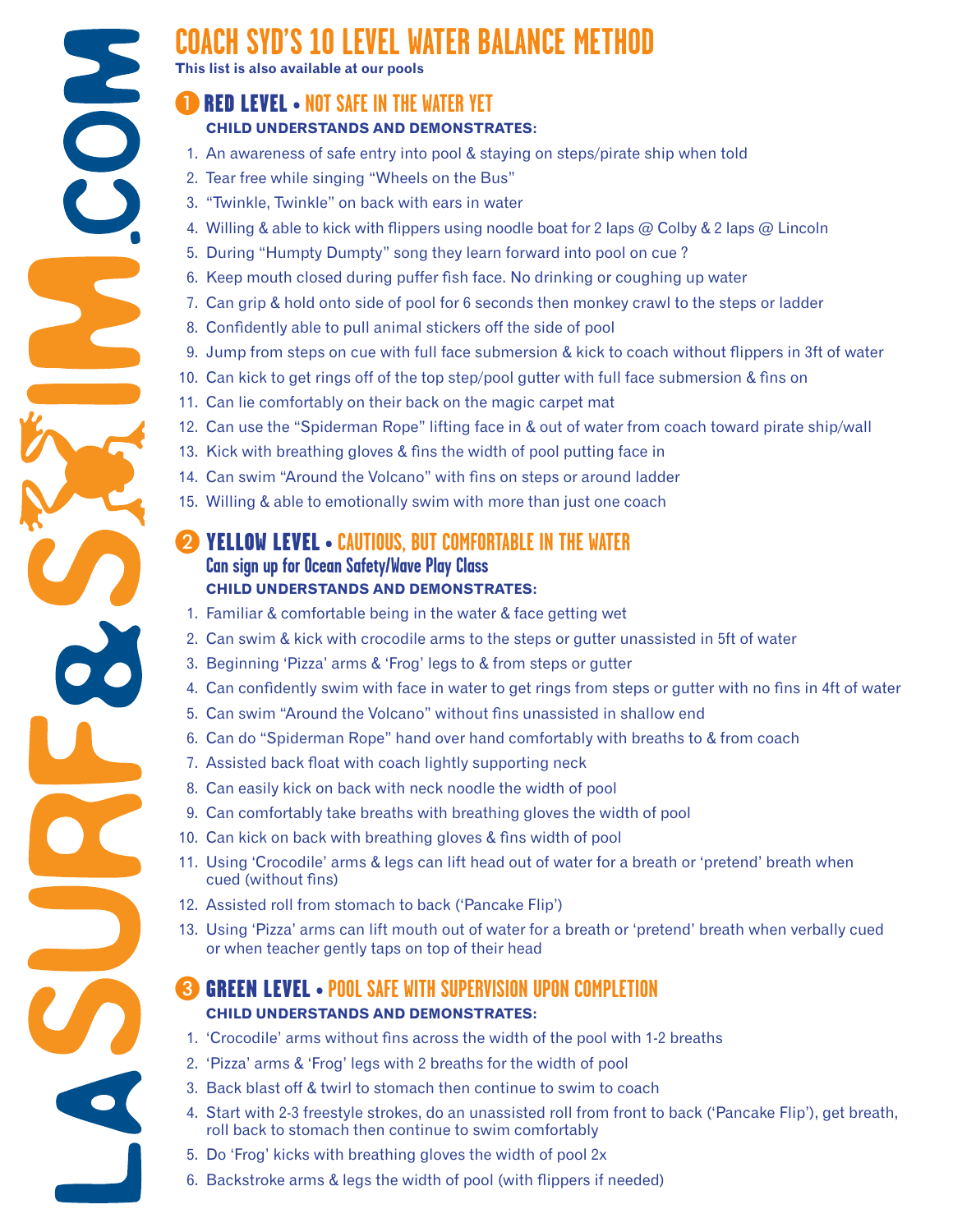# COACH SYD'S 10 LEVEL WATER BALANCE METHOD

**This list is also available at our pools**

## 1 RED LEVEL • NOT SAFE IN THE WATER YET

**CHILD UNDERSTANDS AND DEMONSTRATES:**

1. An awareness of safe entry into pool & staying on steps/pirate ship when told
2. Tear free while singing "Wheels on the Bus"
3. "Twinkle, Twinkle" on back with ears in water
4. Willing & able to kick with flippers using noodle boat for 2 laps @ Colby & 2 laps @ Lincoln
5. During "Humpty Dumpty" song they learn forward into pool on cue ?
6. Keep mouth closed during puffer fish face. No drinking or coughing up water
7. Can grip & hold onto side of pool for 6 seconds then monkey crawl to the steps or ladder
8. Confidently able to pull animal stickers off the side of pool
9. Jump from steps on cue with full face submersion & kick to coach without flippers in 3ft of water
10. Can kick to get rings off of the top step/pool gutter with full face submersion & fins on
11. Can lie comfortably on their back on the magic carpet mat
12. Can use the "Spiderman Rope" lifting face in & out of water from coach toward pirate ship/wall
13. Kick with breathing gloves & fins the width of pool putting face in
14. Can swim "Around the Volcano" with fins on steps or around ladder
15. Willing & able to emotionally swim with more than just one coach

## 2 YELLOW LEVEL • CAUTIOUS, BUT COMFORTABLE IN THE WATER

### Can sign up for Ocean Safety/Wave Play Class

**CHILD UNDERSTANDS AND DEMONSTRATES:**

1. Familiar & comfortable being in the water & face getting wet
2. Can swim & kick with crocodile arms to the steps or gutter unassisted in 5ft of water
3. Beginning 'Pizza' arms & 'Frog' legs to & from steps or gutter
4. Can confidently swim with face in water to get rings from steps or gutter with no fins in 4ft of water
5. Can swim "Around the Volcano" without fins unassisted in shallow end
6. Can do "Spiderman Rope" hand over hand comfortably with breaths to & from coach
7. Assisted back float with coach lightly supporting neck
8. Can easily kick on back with neck noodle the width of pool
9. Can comfortably take breaths with breathing gloves the width of pool
10. Can kick on back with breathing gloves & fins width of pool
11. Using 'Crocodile' arms & legs can lift head out of water for a breath or 'pretend' breath when cued (without fins)
12. Assisted roll from stomach to back ('Pancake Flip')
13. Using 'Pizza' arms can lift mouth out of water for a breath or 'pretend' breath when verbally cued or when teacher gently taps on top of their head

## 3 GREEN LEVEL • POOL SAFE WITH SUPERVISION UPON COMPLETION

**CHILD UNDERSTANDS AND DEMONSTRATES:**

1. 'Crocodile' arms without fins across the width of the pool with 1-2 breaths
2. 'Pizza' arms & 'Frog' legs with 2 breaths for the width of pool
3. Back blast off & twirl to stomach then continue to swim to coach
4. Start with 2-3 freestyle strokes, do an unassisted roll from front to back ('Pancake Flip'), get breath, roll back to stomach then continue to swim comfortably
5. Do 'Frog' kicks with breathing gloves the width of pool 2x
6. Backstroke arms & legs the width of pool (with flippers if needed)

LASURF&SWIM.COM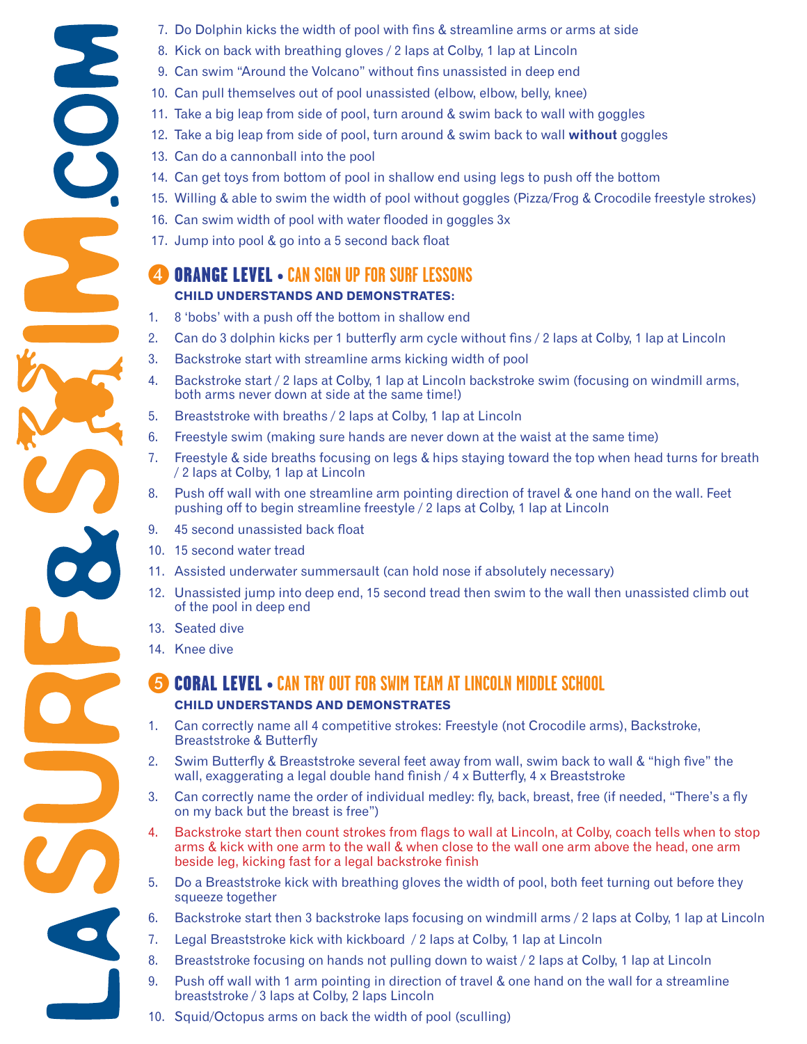7. Do Dolphin kicks the width of pool with fins & streamline arms or arms at side
8. Kick on back with breathing gloves / 2 laps at Colby, 1 lap at Lincoln
9. Can swim "Around the Volcano" without fins unassisted in deep end
10. Can pull themselves out of pool unassisted (elbow, elbow, belly, knee)
11. Take a big leap from side of pool, turn around & swim back to wall with goggles
12. Take a big leap from side of pool, turn around & swim back to wall **without** goggles
13. Can do a cannonball into the pool
14. Can get toys from bottom of pool in shallow end using legs to push off the bottom
15. Willing & able to swim the width of pool without goggles (Pizza/Frog & Crocodile freestyle strokes)
16. Can swim width of pool with water flooded in goggles 3x
17. Jump into pool & go into a 5 second back float

## 4 ORANGE LEVEL • CAN SIGN UP FOR SURF LESSONS

**CHILD UNDERSTANDS AND DEMONSTRATES:**

1. 8 'bobs' with a push off the bottom in shallow end
2. Can do 3 dolphin kicks per 1 butterfly arm cycle without fins / 2 laps at Colby, 1 lap at Lincoln
3. Backstroke start with streamline arms kicking width of pool
4. Backstroke start / 2 laps at Colby, 1 lap at Lincoln backstroke swim (focusing on windmill arms, both arms never down at side at the same time!)
5. Breaststroke with breaths / 2 laps at Colby, 1 lap at Lincoln
6. Freestyle swim (making sure hands are never down at the waist at the same time)
7. Freestyle & side breaths focusing on legs & hips staying toward the top when head turns for breath / 2 laps at Colby, 1 lap at Lincoln
8. Push off wall with one streamline arm pointing direction of travel & one hand on the wall. Feet pushing off to begin streamline freestyle / 2 laps at Colby, 1 lap at Lincoln
9. 45 second unassisted back float
10. 15 second water tread
11. Assisted underwater summersault (can hold nose if absolutely necessary)
12. Unassisted jump into deep end, 15 second tread then swim to the wall then unassisted climb out of the pool in deep end
13. Seated dive
14. Knee dive

## 5 CORAL LEVEL • CAN TRY OUT FOR SWIM TEAM AT LINCOLN MIDDLE SCHOOL

**CHILD UNDERSTANDS AND DEMONSTRATES**

1. Can correctly name all 4 competitive strokes: Freestyle (not Crocodile arms), Backstroke, Breaststroke & Butterfly
2. Swim Butterfly & Breaststroke several feet away from wall, swim back to wall & "high five" the wall, exaggerating a legal double hand finish / 4 x Butterfly, 4 x Breaststroke
3. Can correctly name the order of individual medley: fly, back, breast, free (if needed, "There's a fly on my back but the breast is free")
4. Backstroke start then count strokes from flags to wall at Lincoln, at Colby, coach tells when to stop arms & kick with one arm to the wall & when close to the wall one arm above the head, one arm beside leg, kicking fast for a legal backstroke finish
5. Do a Breaststroke kick with breathing gloves the width of pool, both feet turning out before they squeeze together
6. Backstroke start then 3 backstroke laps focusing on windmill arms / 2 laps at Colby, 1 lap at Lincoln
7. Legal Breaststroke kick with kickboard / 2 laps at Colby, 1 lap at Lincoln
8. Breaststroke focusing on hands not pulling down to waist / 2 laps at Colby, 1 lap at Lincoln
9. Push off wall with 1 arm pointing in direction of travel & one hand on the wall for a streamline breaststroke / 3 laps at Colby, 2 laps Lincoln
10. Squid/Octopus arms on back the width of pool (sculling)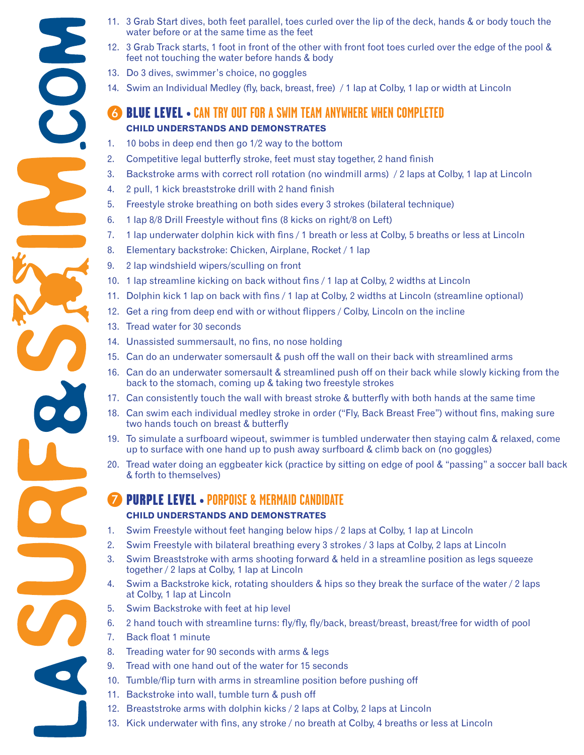11. 3 Grab Start dives, both feet parallel, toes curled over the lip of the deck, hands & or body touch the water before or at the same time as the feet
12. 3 Grab Track starts, 1 foot in front of the other with front foot toes curled over the edge of the pool & feet not touching the water before hands & body
13. Do 3 dives, swimmer's choice, no goggles
14. Swim an Individual Medley (fly, back, breast, free) / 1 lap at Colby, 1 lap or width at Lincoln

## 6 BLUE LEVEL • CAN TRY OUT FOR A SWIM TEAM ANYWHERE WHEN COMPLETED

**CHILD UNDERSTANDS AND DEMONSTRATES**

1. 10 bobs in deep end then go 1/2 way to the bottom
2. Competitive legal butterfly stroke, feet must stay together, 2 hand finish
3. Backstroke arms with correct roll rotation (no windmill arms) / 2 laps at Colby, 1 lap at Lincoln
4. 2 pull, 1 kick breaststroke drill with 2 hand finish
5. Freestyle stroke breathing on both sides every 3 strokes (bilateral technique)
6. 1 lap 8/8 Drill Freestyle without fins (8 kicks on right/8 on Left)
7. 1 lap underwater dolphin kick with fins / 1 breath or less at Colby, 5 breaths or less at Lincoln
8. Elementary backstroke: Chicken, Airplane, Rocket / 1 lap
9. 2 lap windshield wipers/sculling on front
10. 1 lap streamline kicking on back without fins / 1 lap at Colby, 2 widths at Lincoln
11. Dolphin kick 1 lap on back with fins / 1 lap at Colby, 2 widths at Lincoln (streamline optional)
12. Get a ring from deep end with or without flippers / Colby, Lincoln on the incline
13. Tread water for 30 seconds
14. Unassisted summersault, no fins, no nose holding
15. Can do an underwater somersault & push off the wall on their back with streamlined arms
16. Can do an underwater somersault & streamlined push off on their back while slowly kicking from the back to the stomach, coming up & taking two freestyle strokes
17. Can consistently touch the wall with breast stroke & butterfly with both hands at the same time
18. Can swim each individual medley stroke in order ("Fly, Back Breast Free") without fins, making sure two hands touch on breast & butterfly
19. To simulate a surfboard wipeout, swimmer is tumbled underwater then staying calm & relaxed, come up to surface with one hand up to push away surfboard & climb back on (no goggles)
20. Tread water doing an eggbeater kick (practice by sitting on edge of pool & "passing" a soccer ball back & forth to themselves)

## 7 PURPLE LEVEL • PORPOISE & MERMAID CANDIDATE

**CHILD UNDERSTANDS AND DEMONSTRATES**

1. Swim Freestyle without feet hanging below hips / 2 laps at Colby, 1 lap at Lincoln
2. Swim Freestyle with bilateral breathing every 3 strokes / 3 laps at Colby, 2 laps at Lincoln
3. Swim Breaststroke with arms shooting forward & held in a streamline position as legs squeeze together / 2 laps at Colby, 1 lap at Lincoln
4. Swim a Backstroke kick, rotating shoulders & hips so they break the surface of the water / 2 laps at Colby, 1 lap at Lincoln
5. Swim Backstroke with feet at hip level
6. 2 hand touch with streamline turns: fly/fly, fly/back, breast/breast, breast/free for width of pool
7. Back float 1 minute
8. Treading water for 90 seconds with arms & legs
9. Tread with one hand out of the water for 15 seconds
10. Tumble/flip turn with arms in streamline position before pushing off
11. Backstroke into wall, tumble turn & push off
12. Breaststroke arms with dolphin kicks / 2 laps at Colby, 2 laps at Lincoln
13. Kick underwater with fins, any stroke / no breath at Colby, 4 breaths or less at Lincoln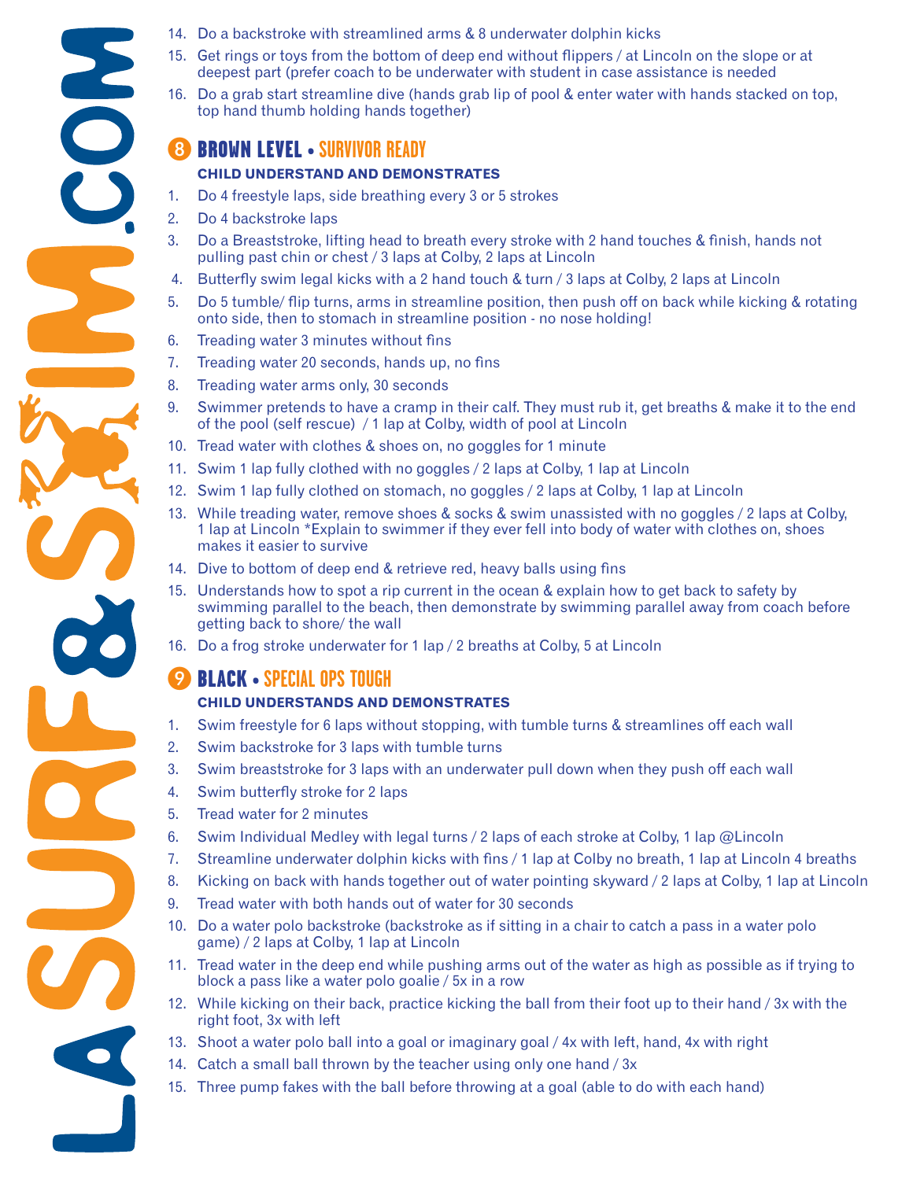14. Do a backstroke with streamlined arms & 8 underwater dolphin kicks
15. Get rings or toys from the bottom of deep end without flippers / at Lincoln on the slope or at deepest part (prefer coach to be underwater with student in case assistance is needed
16. Do a grab start streamline dive (hands grab lip of pool & enter water with hands stacked on top, top hand thumb holding hands together)

## 8 BROWN LEVEL • SURVIVOR READY

**CHILD UNDERSTAND AND DEMONSTRATES**

1. Do 4 freestyle laps, side breathing every 3 or 5 strokes
2. Do 4 backstroke laps
3. Do a Breaststroke, lifting head to breath every stroke with 2 hand touches & finish, hands not pulling past chin or chest / 3 laps at Colby, 2 laps at Lincoln
4. Butterfly swim legal kicks with a 2 hand touch & turn / 3 laps at Colby, 2 laps at Lincoln
5. Do 5 tumble/ flip turns, arms in streamline position, then push off on back while kicking & rotating onto side, then to stomach in streamline position - no nose holding!
6. Treading water 3 minutes without fins
7. Treading water 20 seconds, hands up, no fins
8. Treading water arms only, 30 seconds
9. Swimmer pretends to have a cramp in their calf. They must rub it, get breaths & make it to the end of the pool (self rescue) / 1 lap at Colby, width of pool at Lincoln
10. Tread water with clothes & shoes on, no goggles for 1 minute
11. Swim 1 lap fully clothed with no goggles / 2 laps at Colby, 1 lap at Lincoln
12. Swim 1 lap fully clothed on stomach, no goggles / 2 laps at Colby, 1 lap at Lincoln
13. While treading water, remove shoes & socks & swim unassisted with no goggles / 2 laps at Colby, 1 lap at Lincoln *Explain to swimmer if they ever fell into body of water with clothes on, shoes makes it easier to survive
14. Dive to bottom of deep end & retrieve red, heavy balls using fins
15. Understands how to spot a rip current in the ocean & explain how to get back to safety by swimming parallel to the beach, then demonstrate by swimming parallel away from coach before getting back to shore/ the wall
16. Do a frog stroke underwater for 1 lap / 2 breaths at Colby, 5 at Lincoln

## 9 BLACK • SPECIAL OPS TOUGH

**CHILD UNDERSTANDS AND DEMONSTRATES**

1. Swim freestyle for 6 laps without stopping, with tumble turns & streamlines off each wall
2. Swim backstroke for 3 laps with tumble turns
3. Swim breaststroke for 3 laps with an underwater pull down when they push off each wall
4. Swim butterfly stroke for 2 laps
5. Tread water for 2 minutes
6. Swim Individual Medley with legal turns / 2 laps of each stroke at Colby, 1 lap @Lincoln
7. Streamline underwater dolphin kicks with fins / 1 lap at Colby no breath, 1 lap at Lincoln 4 breaths
8. Kicking on back with hands together out of water pointing skyward / 2 laps at Colby, 1 lap at Lincoln
9. Tread water with both hands out of water for 30 seconds
10. Do a water polo backstroke (backstroke as if sitting in a chair to catch a pass in a water polo game) / 2 laps at Colby, 1 lap at Lincoln
11. Tread water in the deep end while pushing arms out of the water as high as possible as if trying to block a pass like a water polo goalie / 5x in a row
12. While kicking on their back, practice kicking the ball from their foot up to their hand / 3x with the right foot, 3x with left
13. Shoot a water polo ball into a goal or imaginary goal / 4x with left, hand, 4x with right
14. Catch a small ball thrown by the teacher using only one hand / 3x
15. Three pump fakes with the ball before throwing at a goal (able to do with each hand)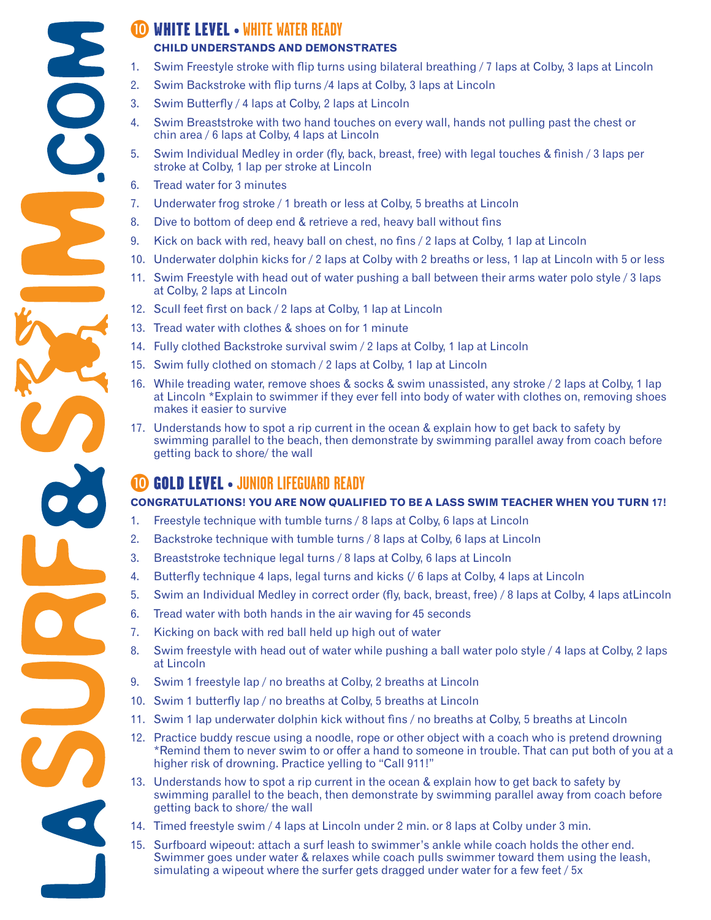## ⑩ WHITE LEVEL • WHITE WATER READY

**CHILD UNDERSTANDS AND DEMONSTRATES**

1. Swim Freestyle stroke with flip turns using bilateral breathing / 7 laps at Colby, 3 laps at Lincoln
2. Swim Backstroke with flip turns /4 laps at Colby, 3 laps at Lincoln
3. Swim Butterfly / 4 laps at Colby, 2 laps at Lincoln
4. Swim Breaststroke with two hand touches on every wall, hands not pulling past the chest or chin area / 6 laps at Colby, 4 laps at Lincoln
5. Swim Individual Medley in order (fly, back, breast, free) with legal touches & finish / 3 laps per stroke at Colby, 1 lap per stroke at Lincoln
6. Tread water for 3 minutes
7. Underwater frog stroke / 1 breath or less at Colby, 5 breaths at Lincoln
8. Dive to bottom of deep end & retrieve a red, heavy ball without fins
9. Kick on back with red, heavy ball on chest, no fins / 2 laps at Colby, 1 lap at Lincoln
10. Underwater dolphin kicks for / 2 laps at Colby with 2 breaths or less, 1 lap at Lincoln with 5 or less
11. Swim Freestyle with head out of water pushing a ball between their arms water polo style / 3 laps at Colby, 2 laps at Lincoln
12. Scull feet first on back / 2 laps at Colby, 1 lap at Lincoln
13. Tread water with clothes & shoes on for 1 minute
14. Fully clothed Backstroke survival swim / 2 laps at Colby, 1 lap at Lincoln
15. Swim fully clothed on stomach / 2 laps at Colby, 1 lap at Lincoln
16. While treading water, remove shoes & socks & swim unassisted, any stroke / 2 laps at Colby, 1 lap at Lincoln *Explain to swimmer if they ever fell into body of water with clothes on, removing shoes makes it easier to survive
17. Understands how to spot a rip current in the ocean & explain how to get back to safety by swimming parallel to the beach, then demonstrate by swimming parallel away from coach before getting back to shore/ the wall

## ⑩ GOLD LEVEL • JUNIOR LIFEGUARD READY

**CONGRATULATIONS! YOU ARE NOW QUALIFIED TO BE A LASS SWIM TEACHER WHEN YOU TURN 17!**

1. Freestyle technique with tumble turns / 8 laps at Colby, 6 laps at Lincoln
2. Backstroke technique with tumble turns / 8 laps at Colby, 6 laps at Lincoln
3. Breaststroke technique legal turns / 8 laps at Colby, 6 laps at Lincoln
4. Butterfly technique 4 laps, legal turns and kicks (/ 6 laps at Colby, 4 laps at Lincoln
5. Swim an Individual Medley in correct order (fly, back, breast, free) / 8 laps at Colby, 4 laps atLincoln
6. Tread water with both hands in the air waving for 45 seconds
7. Kicking on back with red ball held up high out of water
8. Swim freestyle with head out of water while pushing a ball water polo style / 4 laps at Colby, 2 laps at Lincoln
9. Swim 1 freestyle lap / no breaths at Colby, 2 breaths at Lincoln
10. Swim 1 butterfly lap / no breaths at Colby, 5 breaths at Lincoln
11. Swim 1 lap underwater dolphin kick without fins / no breaths at Colby, 5 breaths at Lincoln
12. Practice buddy rescue using a noodle, rope or other object with a coach who is pretend drowning *Remind them to never swim to or offer a hand to someone in trouble. That can put both of you at a higher risk of drowning. Practice yelling to "Call 911!"
13. Understands how to spot a rip current in the ocean & explain how to get back to safety by swimming parallel to the beach, then demonstrate by swimming parallel away from coach before getting back to shore/ the wall
14. Timed freestyle swim / 4 laps at Lincoln under 2 min. or 8 laps at Colby under 3 min.
15. Surfboard wipeout: attach a surf leash to swimmer's ankle while coach holds the other end. Swimmer goes under water & relaxes while coach pulls swimmer toward them using the leash, simulating a wipeout where the surfer gets dragged under water for a few feet / 5x